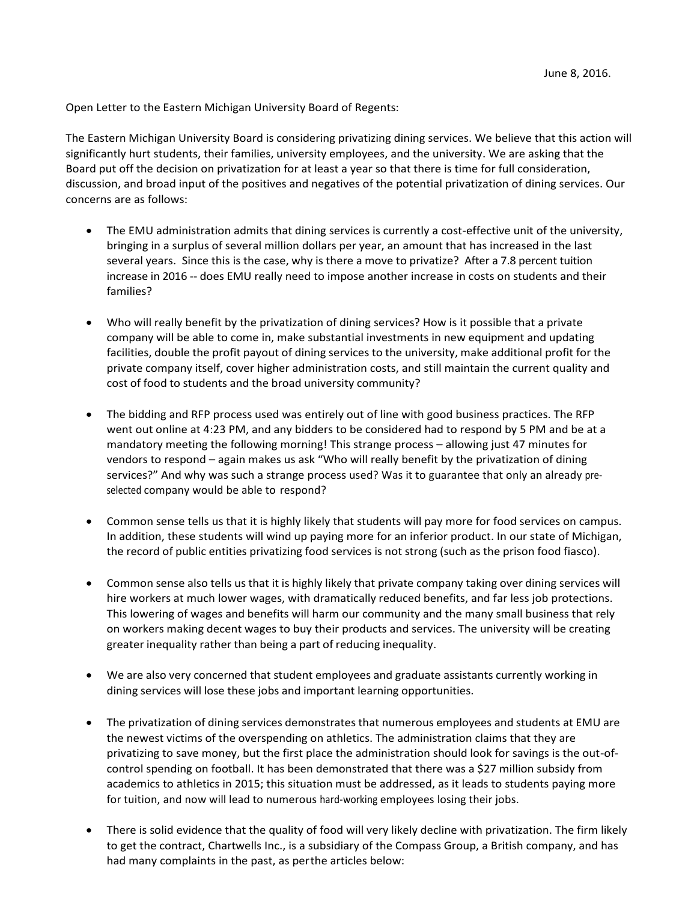June 8, 2016.

Open Letter to the Eastern Michigan University Board of Regents:

The Eastern Michigan University Board is considering privatizing dining services. We believe that this action will significantly hurt students, their families, university employees, and the university. We are asking that the Board put off the decision on privatization for at least a year so that there is time for full consideration, discussion, and broad input of the positives and negatives of the potential privatization of dining services. Our concerns are as follows:

- The EMU administration admits that dining services is currently a cost-effective unit of the university, bringing in a surplus of several million dollars per year, an amount that has increased in the last several years. Since this is the case, why is there a move to privatize? After a 7.8 percent tuition increase in 2016 -- does EMU really need to impose another increase in costs on students and their families?

- Who will really benefit by the privatization of dining services? How is it possible that a private company will be able to come in, make substantial investments in new equipment and updating facilities, double the profit payout of dining services to the university, make additional profit for the private company itself, cover higher administration costs, and still maintain the current quality and cost of food to students and the broad university community?

- The bidding and RFP process used was entirely out of line with good business practices. The RFP went out online at 4:23 PM, and any bidders to be considered had to respond by 5 PM and be at a mandatory meeting the following morning! This strange process – allowing just 47 minutes for vendors to respond – again makes us ask "Who will really benefit by the privatization of dining services?" And why was such a strange process used? Was it to guarantee that only an already pre-selected company would be able to respond?

- Common sense tells us that it is highly likely that students will pay more for food services on campus. In addition, these students will wind up paying more for an inferior product. In our state of Michigan, the record of public entities privatizing food services is not strong (such as the prison food fiasco).

- Common sense also tells us that it is highly likely that private company taking over dining services will hire workers at much lower wages, with dramatically reduced benefits, and far less job protections. This lowering of wages and benefits will harm our community and the many small business that rely on workers making decent wages to buy their products and services. The university will be creating greater inequality rather than being a part of reducing inequality.

- We are also very concerned that student employees and graduate assistants currently working in dining services will lose these jobs and important learning opportunities.

- The privatization of dining services demonstrates that numerous employees and students at EMU are the newest victims of the overspending on athletics. The administration claims that they are privatizing to save money, but the first place the administration should look for savings is the out-of-control spending on football. It has been demonstrated that there was a $27 million subsidy from academics to athletics in 2015; this situation must be addressed, as it leads to students paying more for tuition, and now will lead to numerous hard-working employees losing their jobs.

- There is solid evidence that the quality of food will very likely decline with privatization. The firm likely to get the contract, Chartwells Inc., is a subsidiary of the Compass Group, a British company, and has had many complaints in the past, as perthe articles below: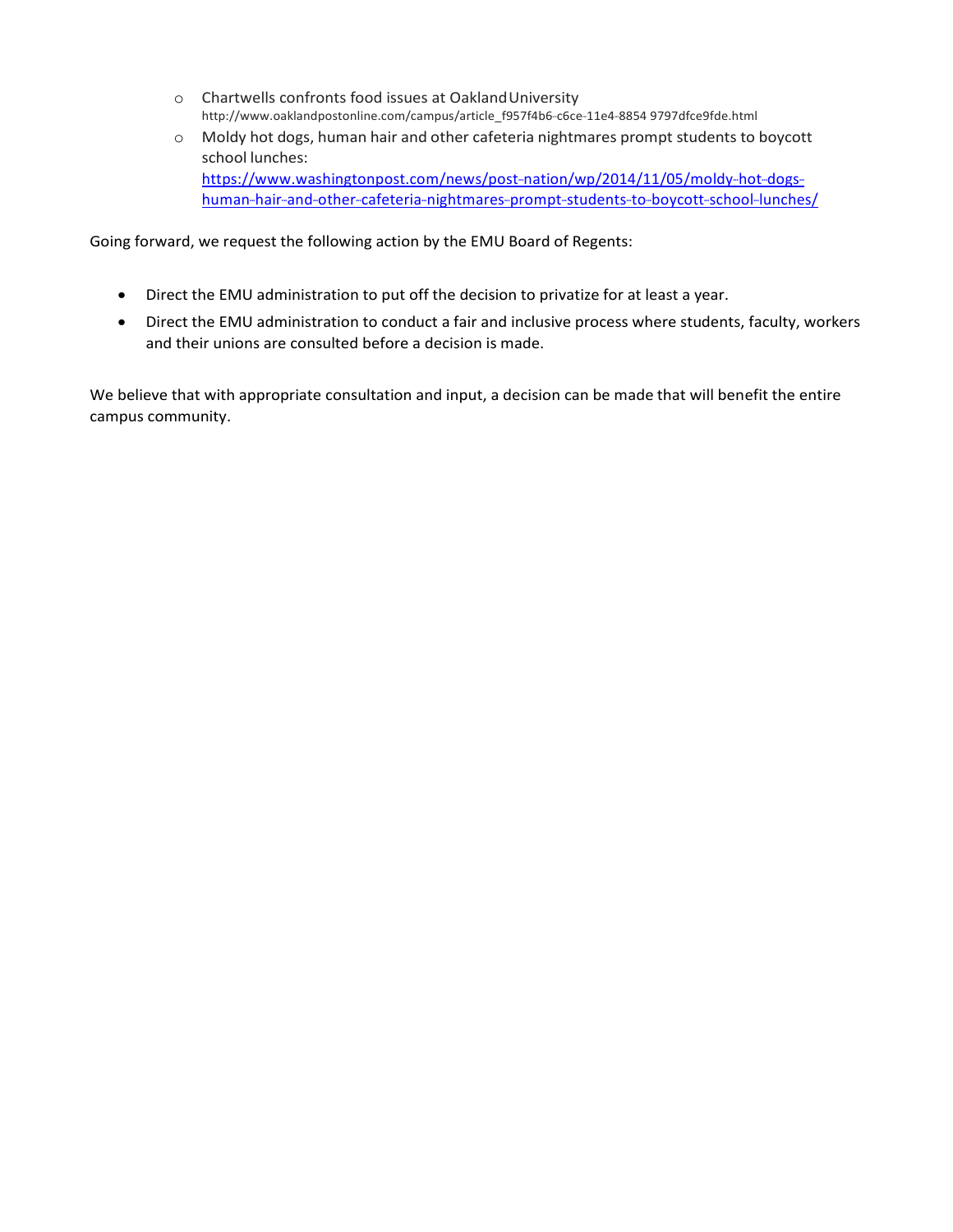- Chartwells confronts food issues at Oakland University
    http://www.oaklandpostonline.com/campus/article_f957f4b6-c6ce-11e4-8854 9797dfce9fde.html
  - Moldy hot dogs, human hair and other cafeteria nightmares prompt students to boycott school lunches:
    https://www.washingtonpost.com/news/post-nation/wp/2014/11/05/moldy-hot-dogs-human-hair-and-other-cafeteria-nightmares-prompt-students-to-boycott-school-lunches/

Going forward, we request the following action by the EMU Board of Regents:

- Direct the EMU administration to put off the decision to privatize for at least a year.
- Direct the EMU administration to conduct a fair and inclusive process where students, faculty, workers and their unions are consulted before a decision is made.

We believe that with appropriate consultation and input, a decision can be made that will benefit the entire campus community.